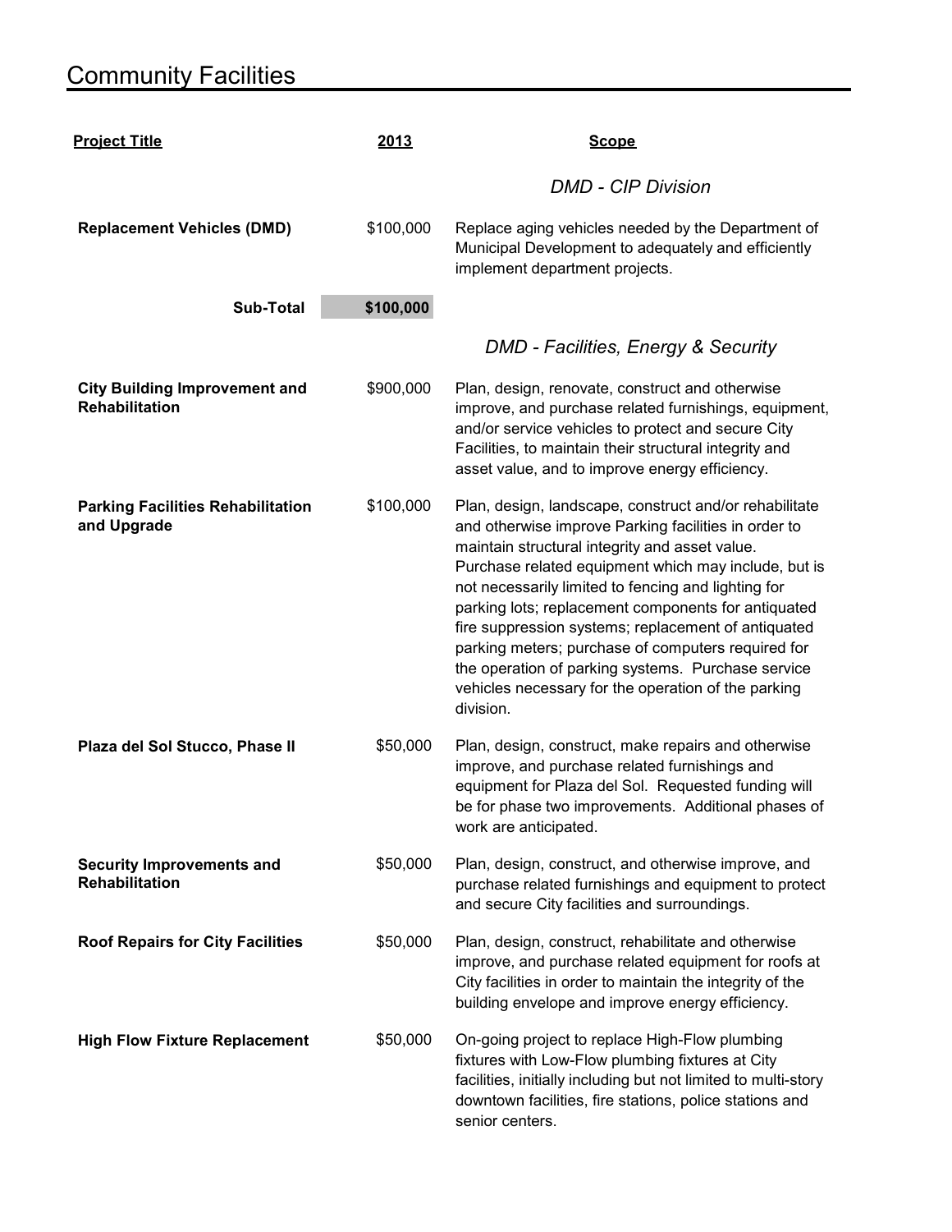# Community Facilities

| Project Title | 2013 | Scope |
|---|---|---|
| | | *DMD - CIP Division* |
| **Replacement Vehicles (DMD)** | $100,000 | Replace aging vehicles needed by the Department of Municipal Development to adequately and efficiently implement department projects. |
| **Sub-Total** | **$100,000** | |
| | | *DMD - Facilities, Energy & Security* |
| **City Building Improvement and Rehabilitation** | $900,000 | Plan, design, renovate, construct and otherwise improve, and purchase related furnishings, equipment, and/or service vehicles to protect and secure City Facilities, to maintain their structural integrity and asset value, and to improve energy efficiency. |
| **Parking Facilities Rehabilitation and Upgrade** | $100,000 | Plan, design, landscape, construct and/or rehabilitate and otherwise improve Parking facilities in order to maintain structural integrity and asset value. Purchase related equipment which may include, but is not necessarily limited to fencing and lighting for parking lots; replacement components for antiquated fire suppression systems; replacement of antiquated parking meters; purchase of computers required for the operation of parking systems. Purchase service vehicles necessary for the operation of the parking division. |
| **Plaza del Sol Stucco, Phase II** | $50,000 | Plan, design, construct, make repairs and otherwise improve, and purchase related furnishings and equipment for Plaza del Sol. Requested funding will be for phase two improvements. Additional phases of work are anticipated. |
| **Security Improvements and Rehabilitation** | $50,000 | Plan, design, construct, and otherwise improve, and purchase related furnishings and equipment to protect and secure City facilities and surroundings. |
| **Roof Repairs for City Facilities** | $50,000 | Plan, design, construct, rehabilitate and otherwise improve, and purchase related equipment for roofs at City facilities in order to maintain the integrity of the building envelope and improve energy efficiency. |
| **High Flow Fixture Replacement** | $50,000 | On-going project to replace High-Flow plumbing fixtures with Low-Flow plumbing fixtures at City facilities, initially including but not limited to multi-story downtown facilities, fire stations, police stations and senior centers. |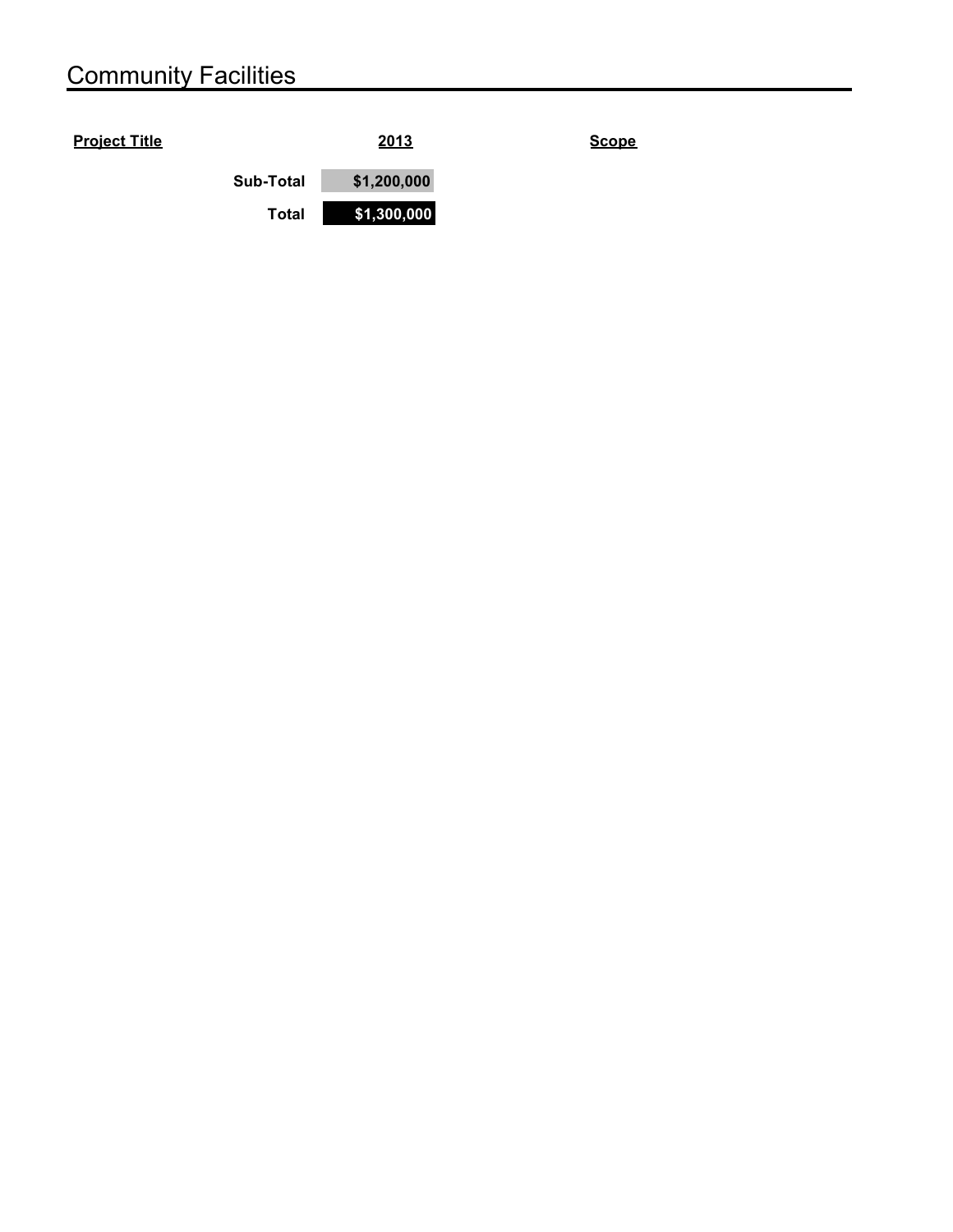# Community Facilities

| Project Title | 2013 | Scope |
|---|---|---|
| **Sub-Total** | **$1,200,000** | |
| **Total** | **$1,300,000** | |